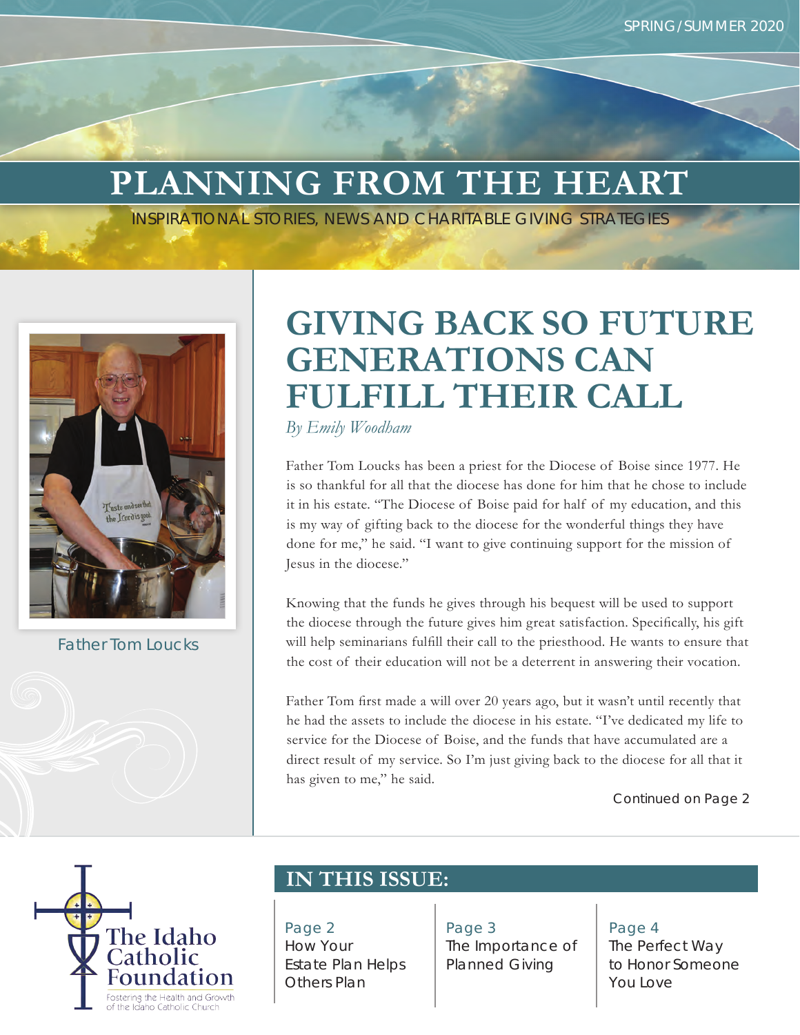SPRING / SUMMER 2020

# PLANNING FROM THE HEART

INSPIRATIONAL STORIES, NEWS AND CHARITABLE GIVING STRATEGIES

Father Tom Loucks

## GIVING BACK SO FUTURE GENERATIONS CAN FULFILL THEIR CALL

*By Emily Woodham*

Father Tom Loucks has been a priest for the Diocese of Boise since 1977. He is so thankful for all that the diocese has done for him that he chose to include it in his estate. "The Diocese of Boise paid for half of my education, and this is my way of gifting back to the diocese for the wonderful things they have done for me," he said. "I want to give continuing support for the mission of Jesus in the diocese."

Knowing that the funds he gives through his bequest will be used to support the diocese through the future gives him great satisfaction. Specifically, his gift will help seminarians fulfill their call to the priesthood. He wants to ensure that the cost of their education will not be a deterrent in answering their vocation.

Father Tom first made a will over 20 years ago, but it wasn't until recently that he had the assets to include the diocese in his estate. "I've dedicated my life to service for the Diocese of Boise, and the funds that have accumulated are a direct result of my service. So I'm just giving back to the diocese for all that it has given to me," he said.

Continued on Page 2

The Idaho Catholic Foundation

Fostering the Health and Growth of the Idaho Catholic Church

## IN THIS ISSUE:

Page 2
How Your Estate Plan Helps Others Plan

Page 3
The Importance of Planned Giving

Page 4
The Perfect Way to Honor Someone You Love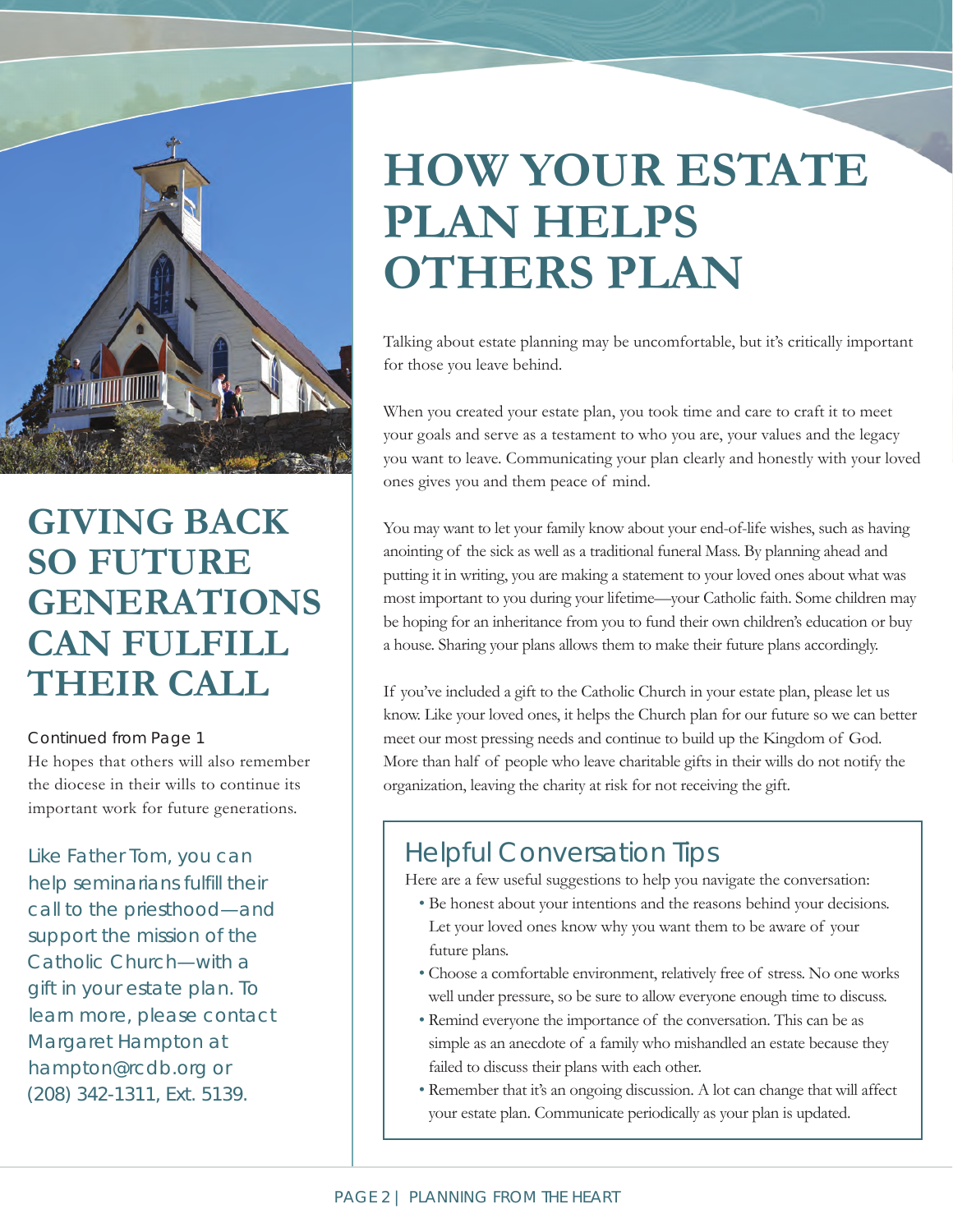## GIVING BACK SO FUTURE GENERATIONS CAN FULFILL THEIR CALL

Continued from Page 1

He hopes that others will also remember the diocese in their wills to continue its important work for future generations.

Like Father Tom, you can help seminarians fulfill their call to the priesthood—and support the mission of the Catholic Church—with a gift in your estate plan. To learn more, please contact Margaret Hampton at hampton@rcdb.org or (208) 342-1311, Ext. 5139.

# HOW YOUR ESTATE PLAN HELPS OTHERS PLAN

Talking about estate planning may be uncomfortable, but it's critically important for those you leave behind.

When you created your estate plan, you took time and care to craft it to meet your goals and serve as a testament to who you are, your values and the legacy you want to leave. Communicating your plan clearly and honestly with your loved ones gives you and them peace of mind.

You may want to let your family know about your end-of-life wishes, such as having anointing of the sick as well as a traditional funeral Mass. By planning ahead and putting it in writing, you are making a statement to your loved ones about what was most important to you during your lifetime—your Catholic faith. Some children may be hoping for an inheritance from you to fund their own children's education or buy a house. Sharing your plans allows them to make their future plans accordingly.

If you've included a gift to the Catholic Church in your estate plan, please let us know. Like your loved ones, it helps the Church plan for our future so we can better meet our most pressing needs and continue to build up the Kingdom of God. More than half of people who leave charitable gifts in their wills do not notify the organization, leaving the charity at risk for not receiving the gift.

### Helpful Conversation Tips

Here are a few useful suggestions to help you navigate the conversation:

- Be honest about your intentions and the reasons behind your decisions. Let your loved ones know why you want them to be aware of your future plans.
- Choose a comfortable environment, relatively free of stress. No one works well under pressure, so be sure to allow everyone enough time to discuss.
- Remind everyone the importance of the conversation. This can be as simple as an anecdote of a family who mishandled an estate because they failed to discuss their plans with each other.
- Remember that it's an ongoing discussion. A lot can change that will affect your estate plan. Communicate periodically as your plan is updated.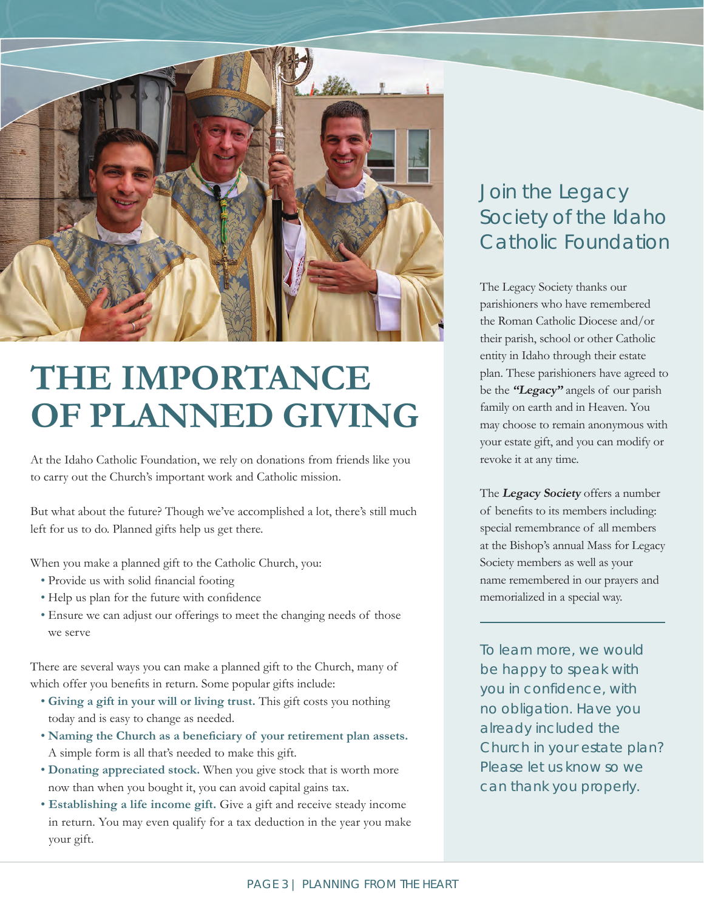# THE IMPORTANCE OF PLANNED GIVING

At the Idaho Catholic Foundation, we rely on donations from friends like you to carry out the Church's important work and Catholic mission.

But what about the future? Though we've accomplished a lot, there's still much left for us to do. Planned gifts help us get there.

When you make a planned gift to the Catholic Church, you:

- Provide us with solid financial footing
- Help us plan for the future with confidence
- Ensure we can adjust our offerings to meet the changing needs of those we serve

There are several ways you can make a planned gift to the Church, many of which offer you benefits in return. Some popular gifts include:

- **Giving a gift in your will or living trust.** This gift costs you nothing today and is easy to change as needed.
- **Naming the Church as a beneficiary of your retirement plan assets.** A simple form is all that's needed to make this gift.
- **Donating appreciated stock.** When you give stock that is worth more now than when you bought it, you can avoid capital gains tax.
- **Establishing a life income gift.** Give a gift and receive steady income in return. You may even qualify for a tax deduction in the year you make your gift.

## Join the Legacy Society of the Idaho Catholic Foundation

The Legacy Society thanks our parishioners who have remembered the Roman Catholic Diocese and/or their parish, school or other Catholic entity in Idaho through their estate plan. These parishioners have agreed to be the ***"Legacy"*** angels of our parish family on earth and in Heaven. You may choose to remain anonymous with your estate gift, and you can modify or revoke it at any time.

The ***Legacy Society*** offers a number of benefits to its members including: special remembrance of all members at the Bishop's annual Mass for Legacy Society members as well as your name remembered in our prayers and memorialized in a special way.

To learn more, we would be happy to speak with you in confidence, with no obligation. Have you already included the Church in your estate plan? Please let us know so we can thank you properly.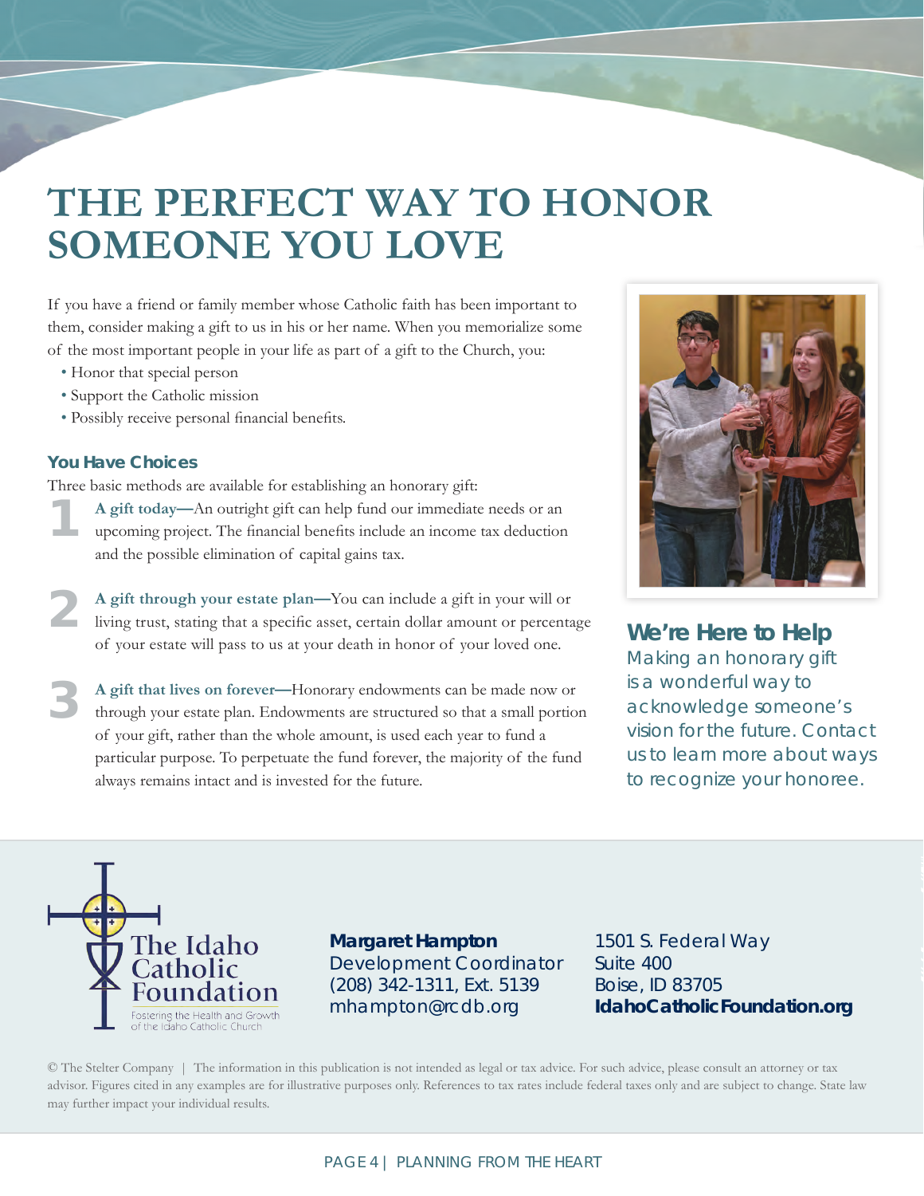# THE PERFECT WAY TO HONOR SOMEONE YOU LOVE

If you have a friend or family member whose Catholic faith has been important to them, consider making a gift to us in his or her name. When you memorialize some of the most important people in your life as part of a gift to the Church, you:

- Honor that special person
- Support the Catholic mission
- Possibly receive personal financial benefits.

### You Have Choices

Three basic methods are available for establishing an honorary gift:

1. **A gift today**—An outright gift can help fund our immediate needs or an upcoming project. The financial benefits include an income tax deduction and the possible elimination of capital gains tax.

2. **A gift through your estate plan**—You can include a gift in your will or living trust, stating that a specific asset, certain dollar amount or percentage of your estate will pass to us at your death in honor of your loved one.

3. **A gift that lives on forever**—Honorary endowments can be made now or through your estate plan. Endowments are structured so that a small portion of your gift, rather than the whole amount, is used each year to fund a particular purpose. To perpetuate the fund forever, the majority of the fund always remains intact and is invested for the future.

### We're Here to Help

Making an honorary gift is a wonderful way to acknowledge someone's vision for the future. Contact us to learn more about ways to recognize your honoree.

The Idaho Catholic Foundation
Fostering the Health and Growth of the Idaho Catholic Church

**Margaret Hampton**
Development Coordinator
(208) 342-1311, Ext. 5139
mhampton@rcdb.org

1501 S. Federal Way
Suite 400
Boise, ID 83705
**IdahoCatholicFoundation.org**

© The Stelter Company | The information in this publication is not intended as legal or tax advice. For such advice, please consult an attorney or tax advisor. Figures cited in any examples are for illustrative purposes only. References to tax rates include federal taxes only and are subject to change. State law may further impact your individual results.